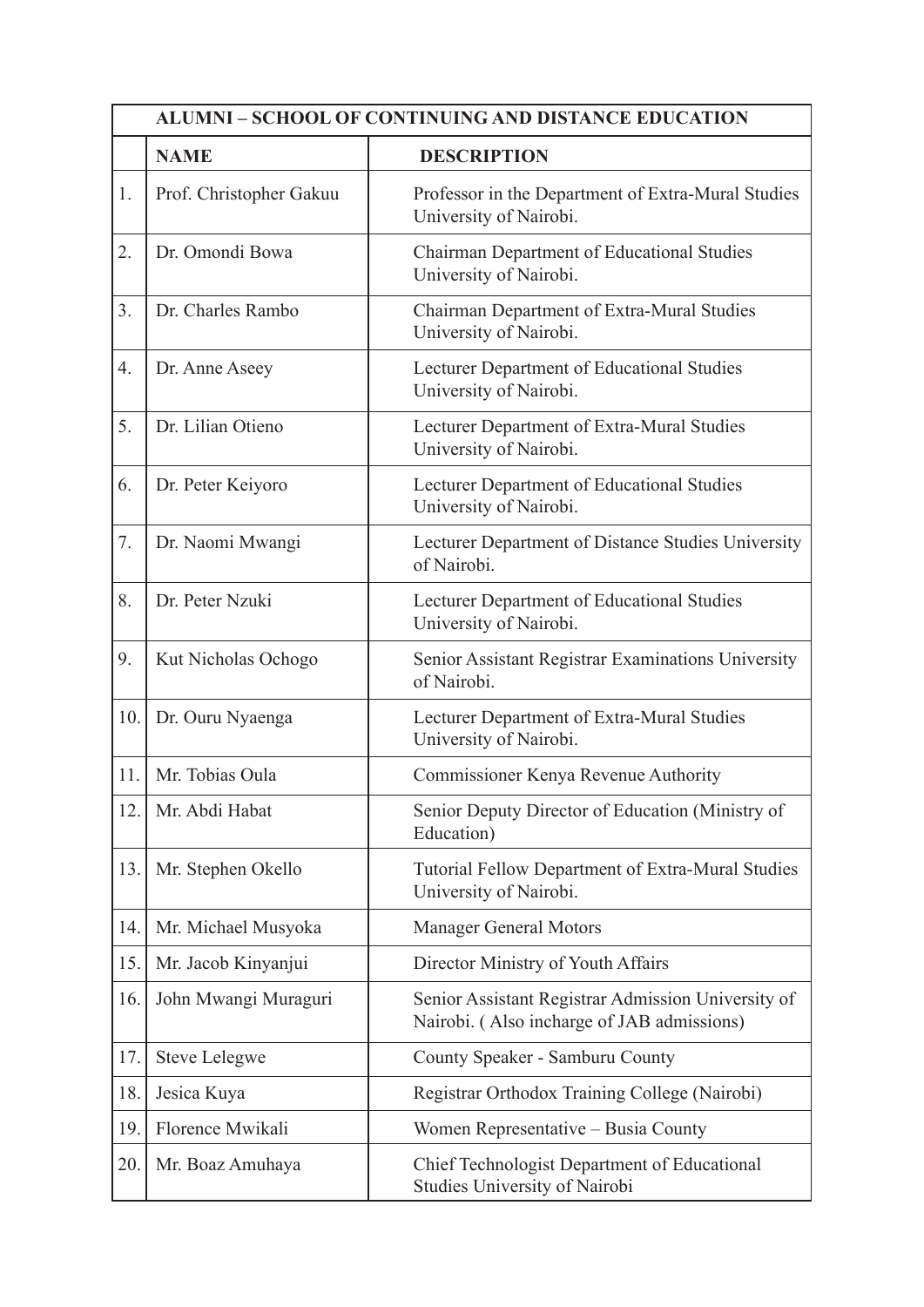| | ALUMNI – SCHOOL OF CONTINUING AND DISTANCE EDUCATION | |
|---|---|---|
| | **NAME** | **DESCRIPTION** |
| 1. | Prof. Christopher Gakuu | Professor in the Department of Extra-Mural Studies University of Nairobi. |
| 2. | Dr. Omondi Bowa | Chairman Department of Educational Studies University of Nairobi. |
| 3. | Dr. Charles Rambo | Chairman Department of Extra-Mural Studies University of Nairobi. |
| 4. | Dr. Anne Aseey | Lecturer Department of Educational Studies University of Nairobi. |
| 5. | Dr. Lilian Otieno | Lecturer Department of Extra-Mural Studies University of Nairobi. |
| 6. | Dr. Peter Keiyoro | Lecturer Department of Educational Studies University of Nairobi. |
| 7. | Dr. Naomi Mwangi | Lecturer Department of Distance Studies University of Nairobi. |
| 8. | Dr. Peter Nzuki | Lecturer Department of Educational Studies University of Nairobi. |
| 9. | Kut Nicholas Ochogo | Senior Assistant Registrar Examinations University of Nairobi. |
| 10. | Dr. Ouru Nyaenga | Lecturer Department of Extra-Mural Studies University of Nairobi. |
| 11. | Mr. Tobias Oula | Commissioner Kenya Revenue Authority |
| 12. | Mr. Abdi Habat | Senior Deputy Director of Education (Ministry of Education) |
| 13. | Mr. Stephen Okello | Tutorial Fellow Department of Extra-Mural Studies University of Nairobi. |
| 14. | Mr. Michael Musyoka | Manager General Motors |
| 15. | Mr. Jacob Kinyanjui | Director Ministry of Youth Affairs |
| 16. | John Mwangi Muraguri | Senior Assistant Registrar Admission University of Nairobi. ( Also incharge of JAB admissions) |
| 17. | Steve Lelegwe | County Speaker - Samburu County |
| 18. | Jesica Kuya | Registrar Orthodox Training College (Nairobi) |
| 19. | Florence Mwikali | Women Representative – Busia County |
| 20. | Mr. Boaz Amuhaya | Chief Technologist Department of Educational Studies University of Nairobi |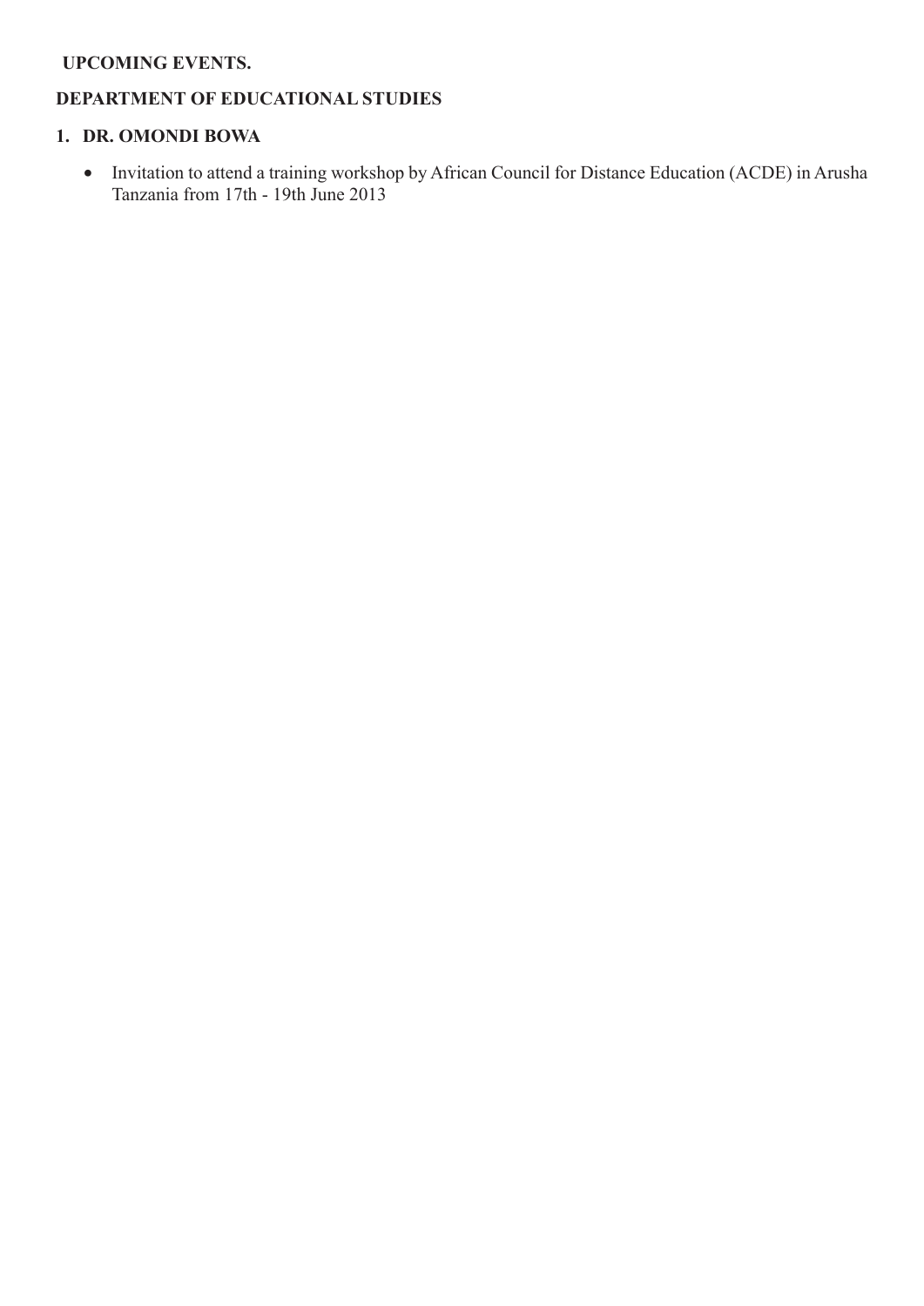## UPCOMING EVENTS.

## DEPARTMENT OF EDUCATIONAL STUDIES

### 1. DR. OMONDI BOWA

- Invitation to attend a training workshop by African Council for Distance Education (ACDE) in Arusha Tanzania from 17th - 19th June 2013